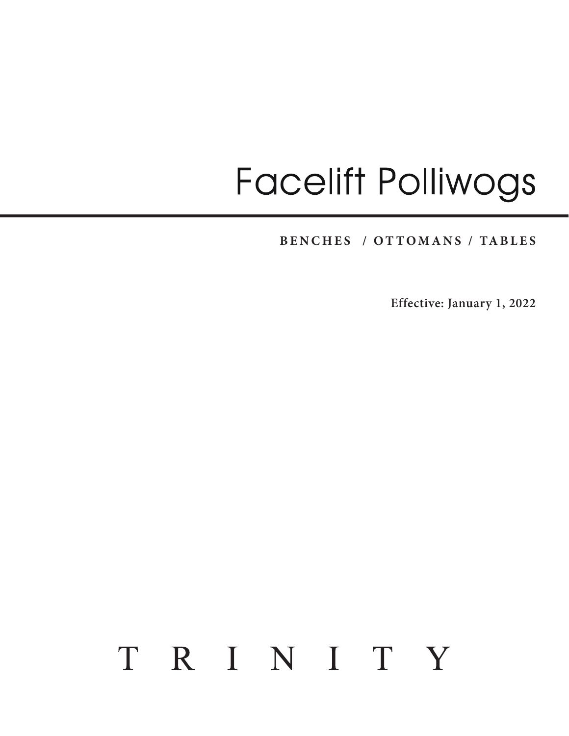# Facelift Polliwogs

**BENCHES / OTTOMANS / TABLES**

**Effective: January 1, 2022**

TRINITY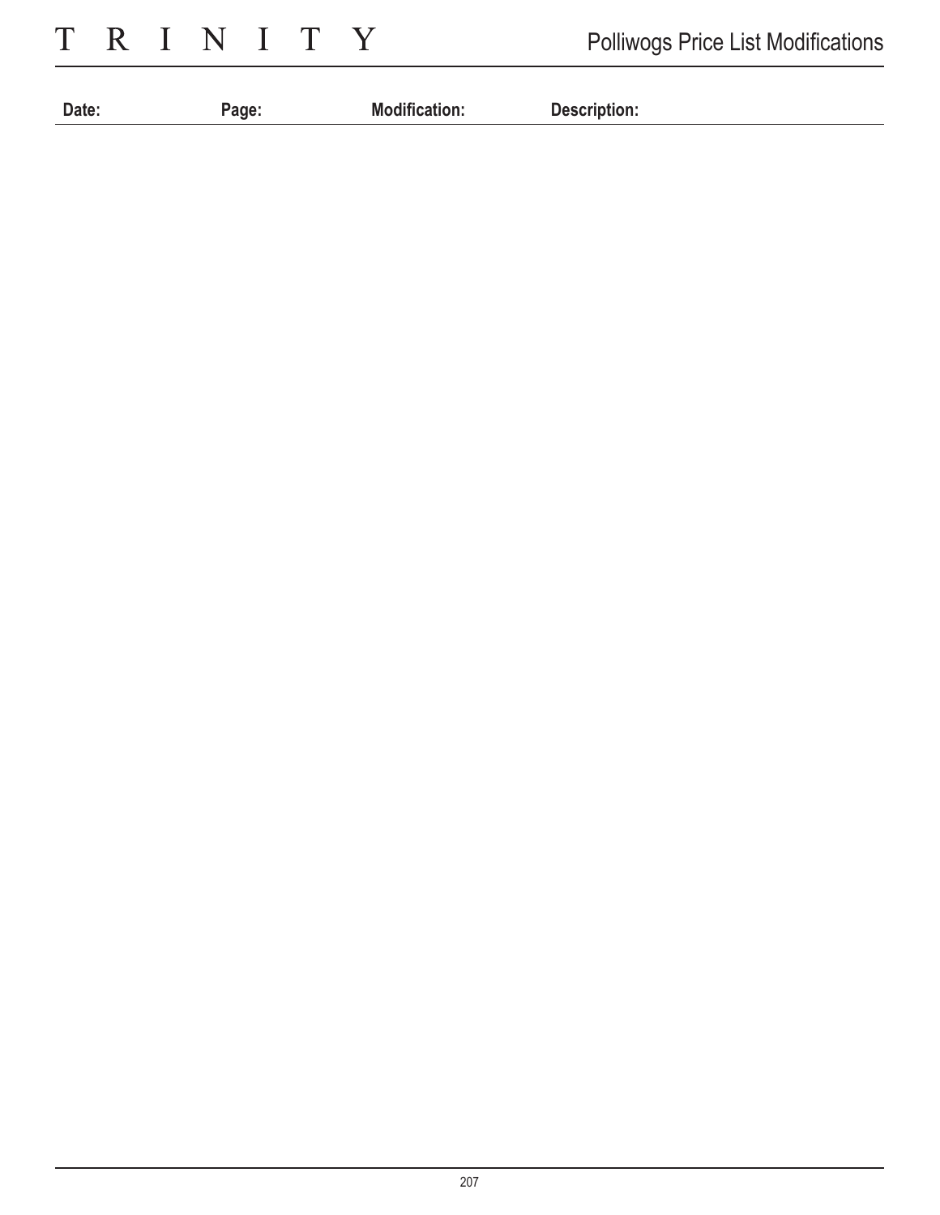# Polliwogs Price List Modifications

| Date: | Page: | Modification: | Description: |
| --- | --- | --- | --- |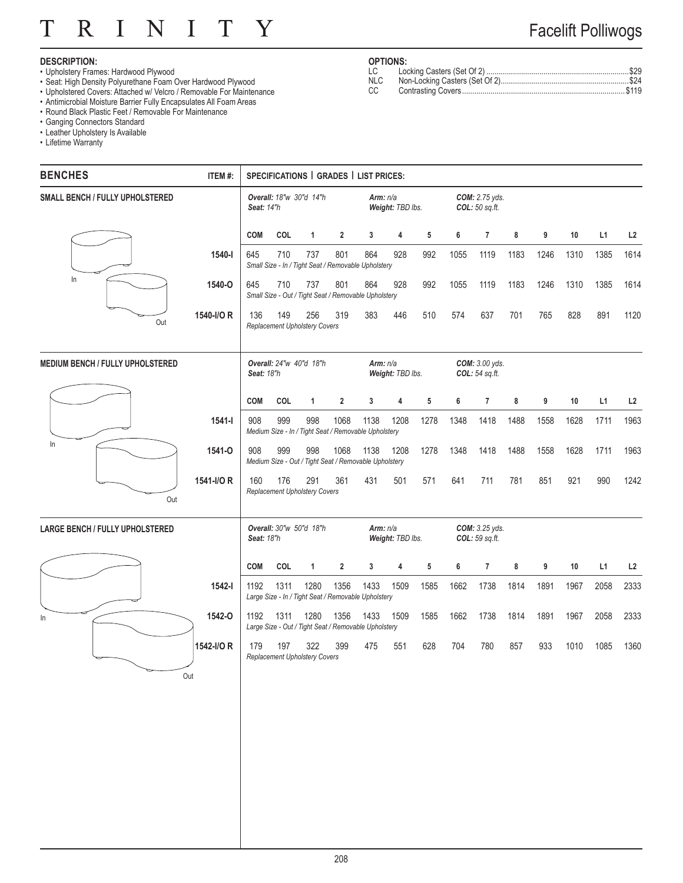# TRINITY

## Facelift Polliwogs

**DESCRIPTION:**

- Upholstery Frames: Hardwood Plywood
- Seat: High Density Polyurethane Foam Over Hardwood Plywood
- Upholstered Covers: Attached w/ Velcro / Removable For Maintenance
- Antimicrobial Moisture Barrier Fully Encapsulates All Foam Areas
- Round Black Plastic Feet / Removable For Maintenance
- Ganging Connectors Standard
- Leather Upholstery Is Available
- Lifetime Warranty

**OPTIONS:**

| | | |
|---|---|---|
| LC | Locking Casters (Set Of 2) | $29 |
| NLC | Non-Locking Casters (Set Of 2) | $24 |
| CC | Contrasting Covers | $119 |

## BENCHES

### SMALL BENCH / FULLY UPHOLSTERED

*Overall:* 18"w 30"d 14"h *Seat:* 14" *Arm:* n/a *Weight:* TBD lbs. *COM:* 2.75 yds. *COL:* 50 sq.ft.

In / Out

| ITEM # | COM | COL | 1 | 2 | 3 | 4 | 5 | 6 | 7 | 8 | 9 | 10 | L1 | L2 |
|---|---|---|---|---|---|---|---|---|---|---|---|---|---|---|
| 1540-I — Small Size - In / Tight Seat / Removable Upholstery | 645 | 710 | 737 | 801 | 864 | 928 | 992 | 1055 | 1119 | 1183 | 1246 | 1310 | 1385 | 1614 |
| 1540-O — Small Size - Out / Tight Seat / Removable Upholstery | 645 | 710 | 737 | 801 | 864 | 928 | 992 | 1055 | 1119 | 1183 | 1246 | 1310 | 1385 | 1614 |
| 1540-I/O R — Replacement Upholstery Covers | 136 | 149 | 256 | 319 | 383 | 446 | 510 | 574 | 637 | 701 | 765 | 828 | 891 | 1120 |

### MEDIUM BENCH / FULLY UPHOLSTERED

*Overall:* 24"w 40"d 18"h *Seat:* 18" *Arm:* n/a *Weight:* TBD lbs. *COM:* 3.00 yds. *COL:* 54 sq.ft.

In / Out

| ITEM # | COM | COL | 1 | 2 | 3 | 4 | 5 | 6 | 7 | 8 | 9 | 10 | L1 | L2 |
|---|---|---|---|---|---|---|---|---|---|---|---|---|---|---|
| 1541-I — Medium Size - In / Tight Seat / Removable Upholstery | 908 | 999 | 998 | 1068 | 1138 | 1208 | 1278 | 1348 | 1418 | 1488 | 1558 | 1628 | 1711 | 1963 |
| 1541-O — Medium Size - Out / Tight Seat / Removable Upholstery | 908 | 999 | 998 | 1068 | 1138 | 1208 | 1278 | 1348 | 1418 | 1488 | 1558 | 1628 | 1711 | 1963 |
| 1541-I/O R — Replacement Upholstery Covers | 160 | 176 | 291 | 361 | 431 | 501 | 571 | 641 | 711 | 781 | 851 | 921 | 990 | 1242 |

### LARGE BENCH / FULLY UPHOLSTERED

*Overall:* 30"w 50"d 18"h *Seat:* 18" *Arm:* n/a *Weight:* TBD lbs. *COM:* 3.25 yds. *COL:* 59 sq.ft.

In / Out

| ITEM # | COM | COL | 1 | 2 | 3 | 4 | 5 | 6 | 7 | 8 | 9 | 10 | L1 | L2 |
|---|---|---|---|---|---|---|---|---|---|---|---|---|---|---|
| 1542-I — Large Size - In / Tight Seat / Removable Upholstery | 1192 | 1311 | 1280 | 1356 | 1433 | 1509 | 1585 | 1662 | 1738 | 1814 | 1891 | 1967 | 2058 | 2333 |
| 1542-O — Large Size - Out / Tight Seat / Removable Upholstery | 1192 | 1311 | 1280 | 1356 | 1433 | 1509 | 1585 | 1662 | 1738 | 1814 | 1891 | 1967 | 2058 | 2333 |
| 1542-I/O R — Replacement Upholstery Covers | 179 | 197 | 322 | 399 | 475 | 551 | 628 | 704 | 780 | 857 | 933 | 1010 | 1085 | 1360 |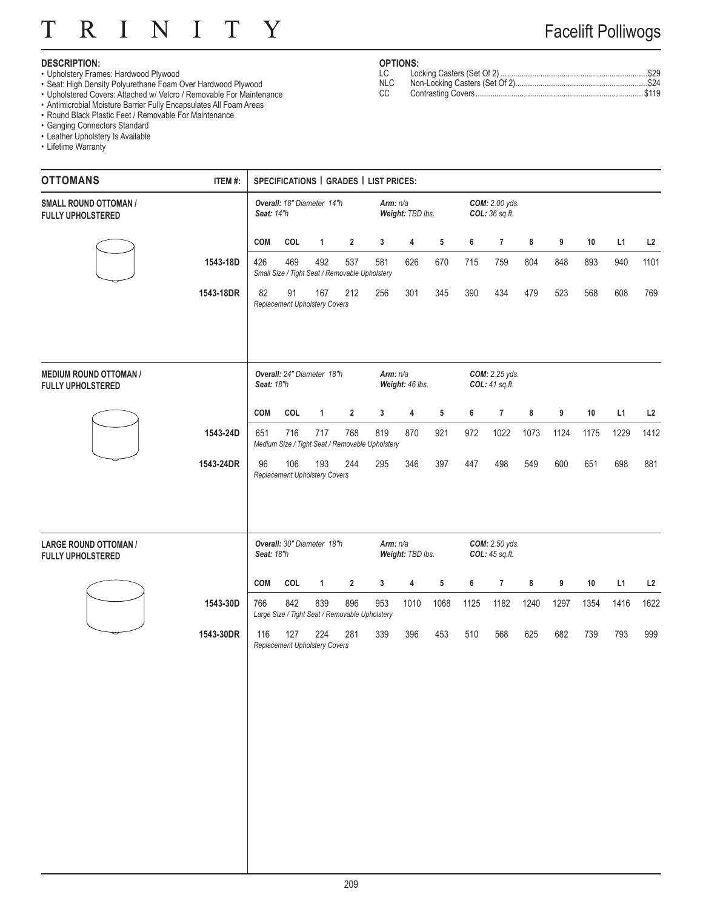# Facelift Polliwogs

**DESCRIPTION:**

- Upholstery Frames: Hardwood Plywood
- Seat: High Density Polyurethane Foam Over Hardwood Plywood
- Upholstered Covers: Attached w/ Velcro / Removable For Maintenance
- Antimicrobial Moisture Barrier Fully Encapsulates All Foam Areas
- Round Black Plastic Feet / Removable For Maintenance
- Ganging Connectors Standard
- Leather Upholstery Is Available
- Lifetime Warranty

**OPTIONS:**

| | | |
|---|---|---|
| LC | Locking Casters (Set Of 2) | $29 |
| NLC | Non-Locking Casters (Set Of 2) | $24 |
| CC | Contrasting Covers | $119 |

## OTTOMANS

ITEM #: | SPECIFICATIONS | GRADES | LIST PRICES:

### SMALL ROUND OTTOMAN / FULLY UPHOLSTERED

*Overall:* *18" Diameter 14"h* *Seat:* *14"h* *Arm:* *n/a* *Weight:* *TBD lbs.* *COM:* *2.00 yds.* *COL:* *36 sq.ft.*

| ITEM # | COM | COL | 1 | 2 | 3 | 4 | 5 | 6 | 7 | 8 | 9 | 10 | L1 | L2 |
|---|---|---|---|---|---|---|---|---|---|---|---|---|---|---|
| 1543-18D | 426 | 469 | 492 | 537 | 581 | 626 | 670 | 715 | 759 | 804 | 848 | 893 | 940 | 1101 |
| 1543-18DR | 82 | 91 | 167 | 212 | 256 | 301 | 345 | 390 | 434 | 479 | 523 | 568 | 608 | 769 |

1543-18D: *Small Size / Tight Seat / Removable Upholstery*
1543-18DR: *Replacement Upholstery Covers*

### MEDIUM ROUND OTTOMAN / FULLY UPHOLSTERED

*Overall:* *24" Diameter 18"h* *Seat:* *18"h* *Arm:* *n/a* *Weight:* *46 lbs.* *COM:* *2.25 yds.* *COL:* *41 sq.ft.*

| ITEM # | COM | COL | 1 | 2 | 3 | 4 | 5 | 6 | 7 | 8 | 9 | 10 | L1 | L2 |
|---|---|---|---|---|---|---|---|---|---|---|---|---|---|---|
| 1543-24D | 651 | 716 | 717 | 768 | 819 | 870 | 921 | 972 | 1022 | 1073 | 1124 | 1175 | 1229 | 1412 |
| 1543-24DR | 96 | 106 | 193 | 244 | 295 | 346 | 397 | 447 | 498 | 549 | 600 | 651 | 698 | 881 |

1543-24D: *Medium Size / Tight Seat / Removable Upholstery*
1543-24DR: *Replacement Upholstery Covers*

### LARGE ROUND OTTOMAN / FULLY UPHOLSTERED

*Overall:* *30" Diameter 18"h* *Seat:* *18"h* *Arm:* *n/a* *Weight:* *TBD lbs.* *COM:* *2.50 yds.* *COL:* *45 sq.ft.*

| ITEM # | COM | COL | 1 | 2 | 3 | 4 | 5 | 6 | 7 | 8 | 9 | 10 | L1 | L2 |
|---|---|---|---|---|---|---|---|---|---|---|---|---|---|---|
| 1543-30D | 766 | 842 | 839 | 896 | 953 | 1010 | 1068 | 1125 | 1182 | 1240 | 1297 | 1354 | 1416 | 1622 |
| 1543-30DR | 116 | 127 | 224 | 281 | 339 | 396 | 453 | 510 | 568 | 625 | 682 | 739 | 793 | 999 |

1543-30D: *Large Size / Tight Seat / Removable Upholstery*
1543-30DR: *Replacement Upholstery Covers*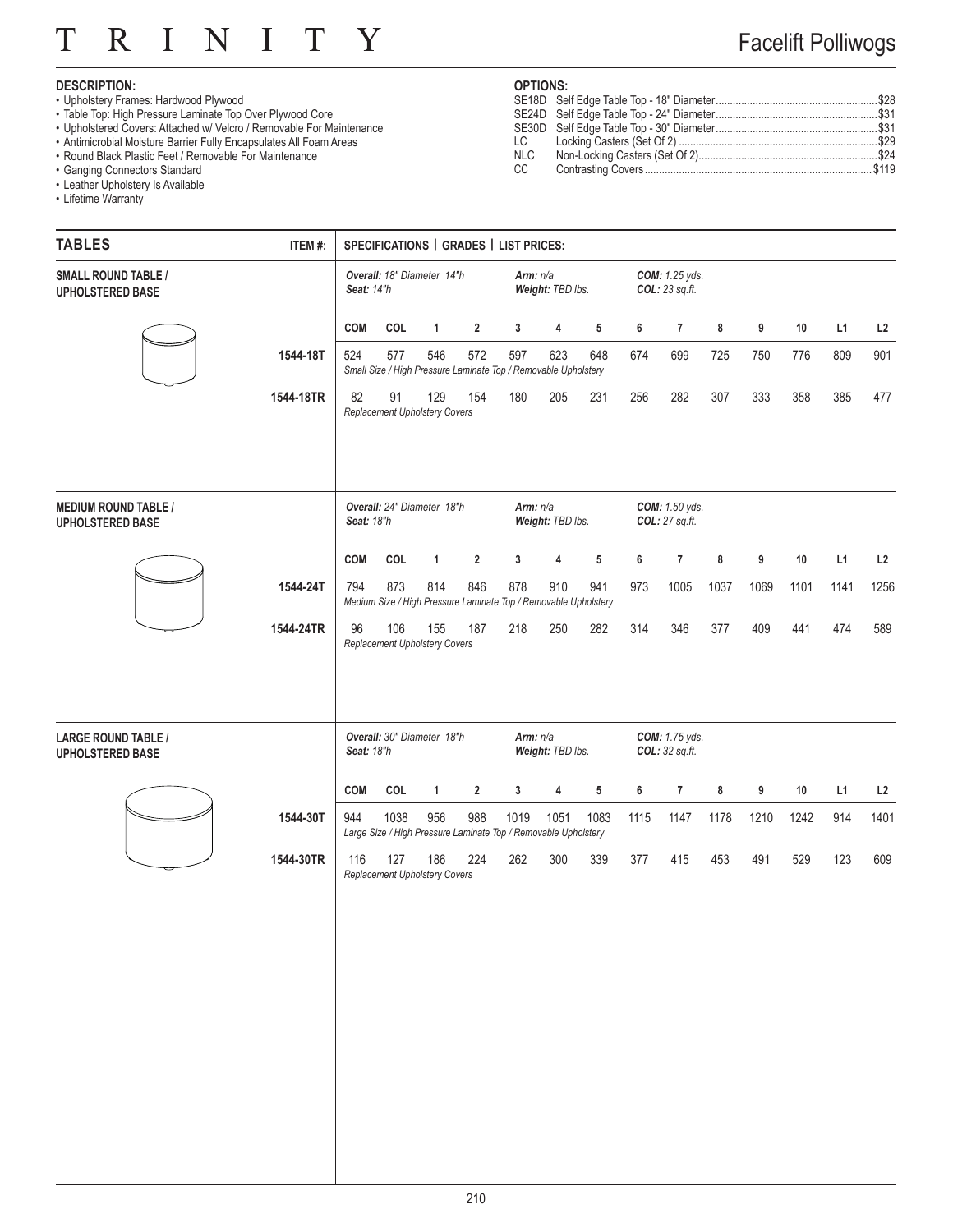# TRINITY

## Facelift Polliwogs

**DESCRIPTION:**

- Upholstery Frames: Hardwood Plywood
- Table Top: High Pressure Laminate Top Over Plywood Core
- Upholstered Covers: Attached w/ Velcro / Removable For Maintenance
- Antimicrobial Moisture Barrier Fully Encapsulates All Foam Areas
- Round Black Plastic Feet / Removable For Maintenance
- Ganging Connectors Standard
- Leather Upholstery Is Available
- Lifetime Warranty

**OPTIONS:**

| | | |
|---|---|---|
| SE18D | Self Edge Table Top - 18" Diameter | $28 |
| SE24D | Self Edge Table Top - 24" Diameter | $31 |
| SE30D | Self Edge Table Top - 30" Diameter | $31 |
| LC | Locking Casters (Set Of 2) | $29 |
| NLC | Non-Locking Casters (Set Of 2) | $24 |
| CC | Contrasting Covers | $119 |

## TABLES

### SMALL ROUND TABLE / UPHOLSTERED BASE

*Overall:* 18" Diameter 14"h — *Seat:* 14"h — *Arm:* n/a — *Weight:* TBD lbs. — *COM:* 1.25 yds. — *COL:* 23 sq.ft.

| ITEM #: | COM | COL | 1 | 2 | 3 | 4 | 5 | 6 | 7 | 8 | 9 | 10 | L1 | L2 |
|---|---|---|---|---|---|---|---|---|---|---|---|---|---|---|
| 1544-18T | 524 | 577 | 546 | 572 | 597 | 623 | 648 | 674 | 699 | 725 | 750 | 776 | 809 | 901 |
| 1544-18TR | 82 | 91 | 129 | 154 | 180 | 205 | 231 | 256 | 282 | 307 | 333 | 358 | 385 | 477 |

1544-18T: *Small Size / High Pressure Laminate Top / Removable Upholstery*

1544-18TR: *Replacement Upholstery Covers*

### MEDIUM ROUND TABLE / UPHOLSTERED BASE

*Overall:* 24" Diameter 18"h — *Seat:* 18"h — *Arm:* n/a — *Weight:* TBD lbs. — *COM:* 1.50 yds. — *COL:* 27 sq.ft.

| ITEM #: | COM | COL | 1 | 2 | 3 | 4 | 5 | 6 | 7 | 8 | 9 | 10 | L1 | L2 |
|---|---|---|---|---|---|---|---|---|---|---|---|---|---|---|
| 1544-24T | 794 | 873 | 814 | 846 | 878 | 910 | 941 | 973 | 1005 | 1037 | 1069 | 1101 | 1141 | 1256 |
| 1544-24TR | 96 | 106 | 155 | 187 | 218 | 250 | 282 | 314 | 346 | 377 | 409 | 441 | 474 | 589 |

1544-24T: *Medium Size / High Pressure Laminate Top / Removable Upholstery*

1544-24TR: *Replacement Upholstery Covers*

### LARGE ROUND TABLE / UPHOLSTERED BASE

*Overall:* 30" Diameter 18"h — *Seat:* 18"h — *Arm:* n/a — *Weight:* TBD lbs. — *COM:* 1.75 yds. — *COL:* 32 sq.ft.

| ITEM #: | COM | COL | 1 | 2 | 3 | 4 | 5 | 6 | 7 | 8 | 9 | 10 | L1 | L2 |
|---|---|---|---|---|---|---|---|---|---|---|---|---|---|---|
| 1544-30T | 944 | 1038 | 956 | 988 | 1019 | 1051 | 1083 | 1115 | 1147 | 1178 | 1210 | 1242 | 914 | 1401 |
| 1544-30TR | 116 | 127 | 186 | 224 | 262 | 300 | 339 | 377 | 415 | 453 | 491 | 529 | 123 | 609 |

1544-30T: *Large Size / High Pressure Laminate Top / Removable Upholstery*

1544-30TR: *Replacement Upholstery Covers*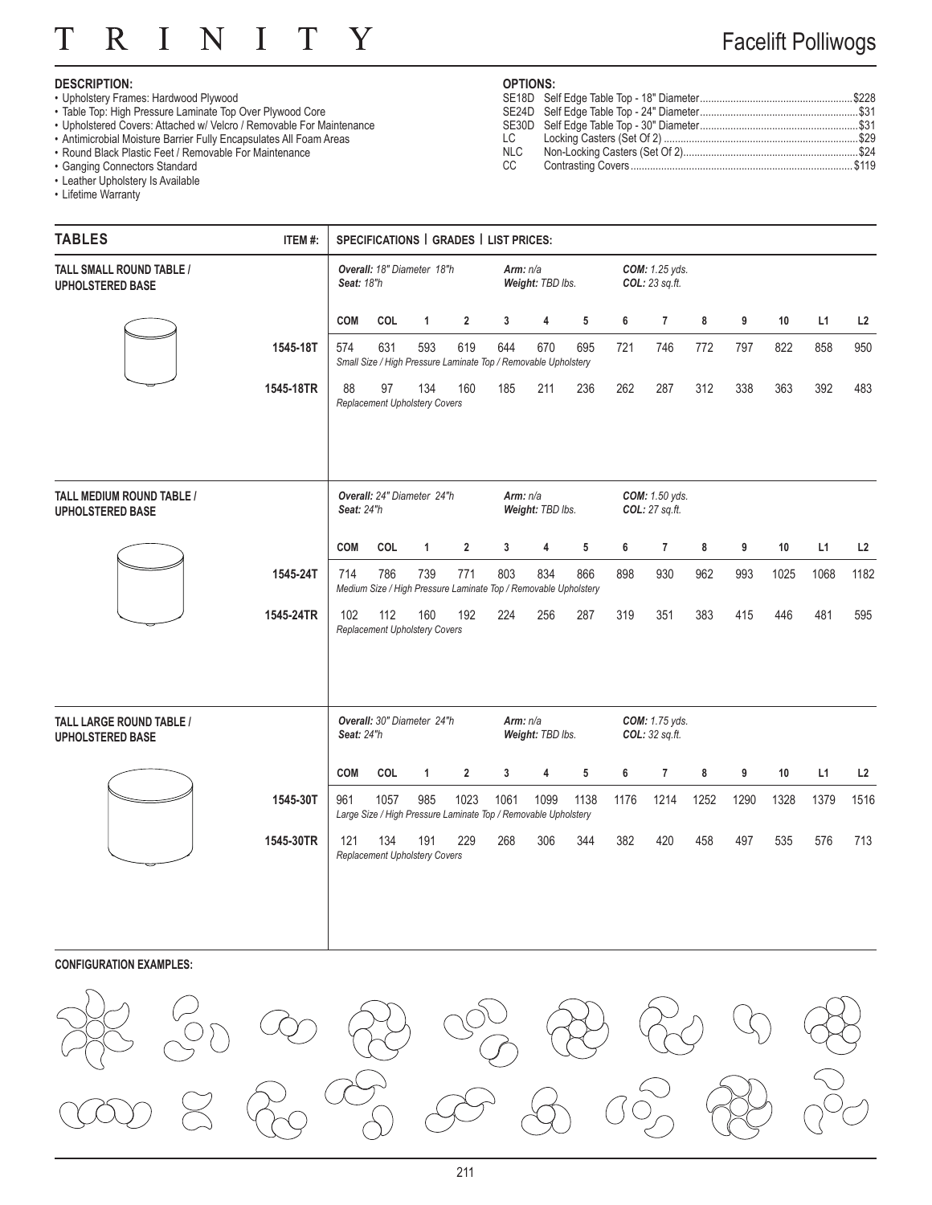# TRINITY

## Facelift Polliwogs

**DESCRIPTION:**

- Upholstery Frames: Hardwood Plywood
- Table Top: High Pressure Laminate Top Over Plywood Core
- Upholstered Covers: Attached w/ Velcro / Removable For Maintenance
- Antimicrobial Moisture Barrier Fully Encapsulates All Foam Areas
- Round Black Plastic Feet / Removable For Maintenance
- Ganging Connectors Standard
- Leather Upholstery Is Available
- Lifetime Warranty

**OPTIONS:**

| | | |
|---|---|---|
| SE18D | Self Edge Table Top - 18" Diameter | $228 |
| SE24D | Self Edge Table Top - 24" Diameter | $31 |
| SE30D | Self Edge Table Top - 30" Diameter | $31 |
| LC | Locking Casters (Set Of 2) | $29 |
| NLC | Non-Locking Casters (Set Of 2) | $24 |
| CC | Contrasting Covers | $119 |

## TABLES

### TALL SMALL ROUND TABLE / UPHOLSTERED BASE

*Overall:* 18" Diameter 18"h *Seat:* 18"h *Arm:* n/a *Weight:* TBD lbs. *COM:* 1.25 yds. *COL:* 23 sq.ft.

| ITEM #: | COM | COL | 1 | 2 | 3 | 4 | 5 | 6 | 7 | 8 | 9 | 10 | L1 | L2 |
|---|---|---|---|---|---|---|---|---|---|---|---|---|---|---|
| 1545-18T | 574 | 631 | 593 | 619 | 644 | 670 | 695 | 721 | 746 | 772 | 797 | 822 | 858 | 950 |
| 1545-18TR | 88 | 97 | 134 | 160 | 185 | 211 | 236 | 262 | 287 | 312 | 338 | 363 | 392 | 483 |

1545-18T: *Small Size / High Pressure Laminate Top / Removable Upholstery*
1545-18TR: *Replacement Upholstery Covers*

### TALL MEDIUM ROUND TABLE / UPHOLSTERED BASE

*Overall:* 24" Diameter 24"h *Seat:* 24"h *Arm:* n/a *Weight:* TBD lbs. *COM:* 1.50 yds. *COL:* 27 sq.ft.

| ITEM #: | COM | COL | 1 | 2 | 3 | 4 | 5 | 6 | 7 | 8 | 9 | 10 | L1 | L2 |
|---|---|---|---|---|---|---|---|---|---|---|---|---|---|---|
| 1545-24T | 714 | 786 | 739 | 771 | 803 | 834 | 866 | 898 | 930 | 962 | 993 | 1025 | 1068 | 1182 |
| 1545-24TR | 102 | 112 | 160 | 192 | 224 | 256 | 287 | 319 | 351 | 383 | 415 | 446 | 481 | 595 |

1545-24T: *Medium Size / High Pressure Laminate Top / Removable Upholstery*
1545-24TR: *Replacement Upholstery Covers*

### TALL LARGE ROUND TABLE / UPHOLSTERED BASE

*Overall:* 30" Diameter 24"h *Seat:* 24"h *Arm:* n/a *Weight:* TBD lbs. *COM:* 1.75 yds. *COL:* 32 sq.ft.

| ITEM #: | COM | COL | 1 | 2 | 3 | 4 | 5 | 6 | 7 | 8 | 9 | 10 | L1 | L2 |
|---|---|---|---|---|---|---|---|---|---|---|---|---|---|---|
| 1545-30T | 961 | 1057 | 985 | 1023 | 1061 | 1099 | 1138 | 1176 | 1214 | 1252 | 1290 | 1328 | 1379 | 1516 |
| 1545-30TR | 121 | 134 | 191 | 229 | 268 | 306 | 344 | 382 | 420 | 458 | 497 | 535 | 576 | 713 |

1545-30T: *Large Size / High Pressure Laminate Top / Removable Upholstery*
1545-30TR: *Replacement Upholstery Covers*

**CONFIGURATION EXAMPLES:**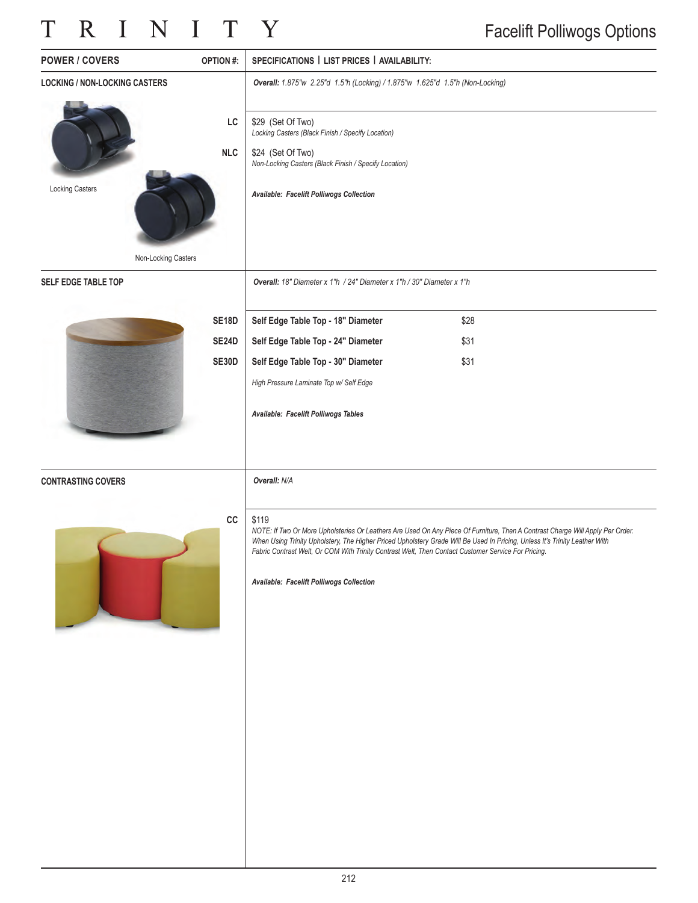# Facelift Polliwogs Options

| POWER / COVERS | OPTION #: | SPECIFICATIONS \| LIST PRICES \| AVAILABILITY: |
|---|---|---|
| **LOCKING / NON-LOCKING CASTERS** | | ***Overall:*** *1.875"w 2.25"d 1.5"h (Locking) / 1.875"w 1.625"d 1.5"h (Non-Locking)* |
| Locking Casters | **LC** | $29 (Set Of Two)<br>*Locking Casters (Black Finish / Specify Location)* |
| Non-Locking Casters | **NLC** | $24 (Set Of Two)<br>*Non-Locking Casters (Black Finish / Specify Location)* |
| | | ***Available: Facelift Polliwogs Collection*** |
| **SELF EDGE TABLE TOP** | | ***Overall:*** *18" Diameter x 1"h / 24" Diameter x 1"h / 30" Diameter x 1"h* |
| | **SE18D** | **Self Edge Table Top - 18" Diameter** $28 |
| | **SE24D** | **Self Edge Table Top - 24" Diameter** $31 |
| | **SE30D** | **Self Edge Table Top - 30" Diameter** $31 |
| | | *High Pressure Laminate Top w/ Self Edge* |
| | | ***Available: Facelift Polliwogs Tables*** |
| **CONTRASTING COVERS** | | ***Overall:*** *N/A* |
| | **CC** | $119<br>*NOTE: If Two Or More Upholsteries Or Leathers Are Used On Any Piece Of Furniture, Then A Contrast Charge Will Apply Per Order. When Using Trinity Upholstery, The Higher Priced Upholstery Grade Will Be Used In Pricing, Unless It's Trinity Leather With Fabric Contrast Welt, Or COM With Trinity Contrast Welt, Then Contact Customer Service For Pricing.* |
| | | ***Available: Facelift Polliwogs Collection*** |